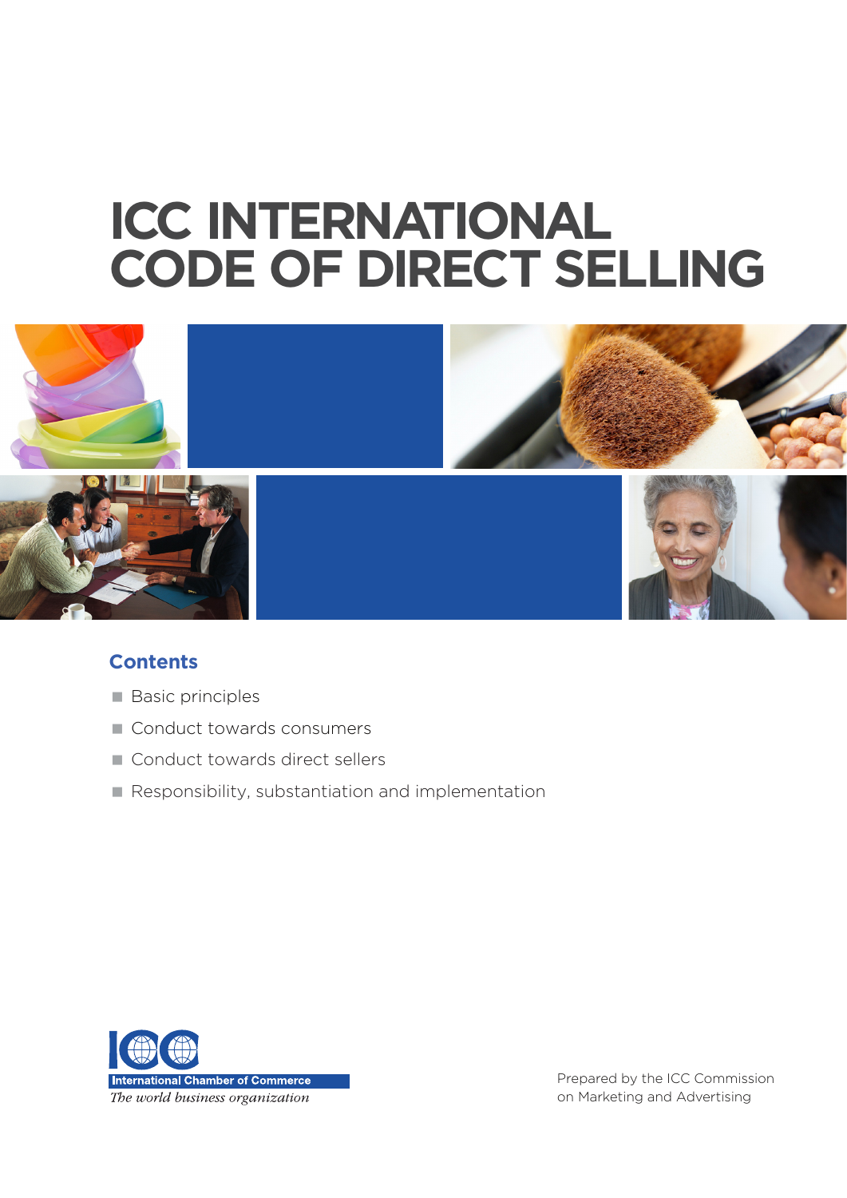# ICC INTERNATIONAL CODE OF DIRECT SELLING

## Contents

- Basic principles
- Conduct towards consumers
- Conduct towards direct sellers
- Responsibility, substantiation and implementation

International Chamber of Commerce
*The world business organization*

Prepared by the ICC Commission on Marketing and Advertising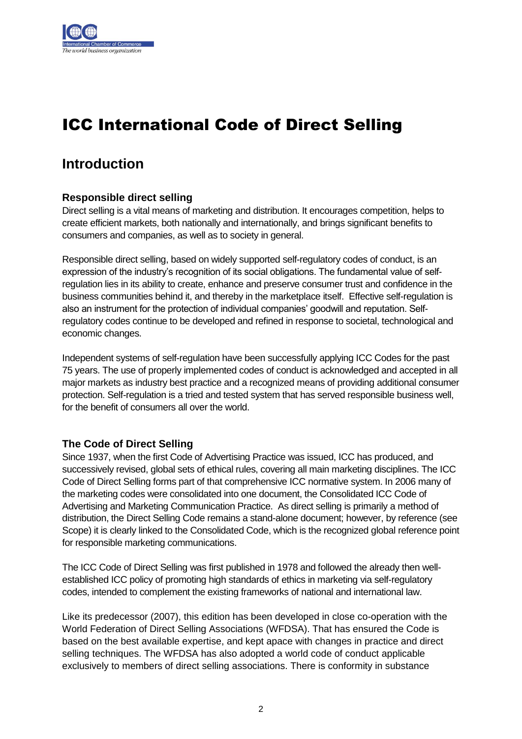# ICC International Code of Direct Selling

## Introduction

### Responsible direct selling

Direct selling is a vital means of marketing and distribution. It encourages competition, helps to create efficient markets, both nationally and internationally, and brings significant benefits to consumers and companies, as well as to society in general.

Responsible direct selling, based on widely supported self-regulatory codes of conduct, is an expression of the industry's recognition of its social obligations. The fundamental value of self-regulation lies in its ability to create, enhance and preserve consumer trust and confidence in the business communities behind it, and thereby in the marketplace itself. Effective self-regulation is also an instrument for the protection of individual companies' goodwill and reputation. Self-regulatory codes continue to be developed and refined in response to societal, technological and economic changes.

Independent systems of self-regulation have been successfully applying ICC Codes for the past 75 years. The use of properly implemented codes of conduct is acknowledged and accepted in all major markets as industry best practice and a recognized means of providing additional consumer protection. Self-regulation is a tried and tested system that has served responsible business well, for the benefit of consumers all over the world.

### The Code of Direct Selling

Since 1937, when the first Code of Advertising Practice was issued, ICC has produced, and successively revised, global sets of ethical rules, covering all main marketing disciplines. The ICC Code of Direct Selling forms part of that comprehensive ICC normative system. In 2006 many of the marketing codes were consolidated into one document, the Consolidated ICC Code of Advertising and Marketing Communication Practice. As direct selling is primarily a method of distribution, the Direct Selling Code remains a stand-alone document; however, by reference (see Scope) it is clearly linked to the Consolidated Code, which is the recognized global reference point for responsible marketing communications.

The ICC Code of Direct Selling was first published in 1978 and followed the already then well-established ICC policy of promoting high standards of ethics in marketing via self-regulatory codes, intended to complement the existing frameworks of national and international law.

Like its predecessor (2007), this edition has been developed in close co-operation with the World Federation of Direct Selling Associations (WFDSA). That has ensured the Code is based on the best available expertise, and kept apace with changes in practice and direct selling techniques. The WFDSA has also adopted a world code of conduct applicable exclusively to members of direct selling associations. There is conformity in substance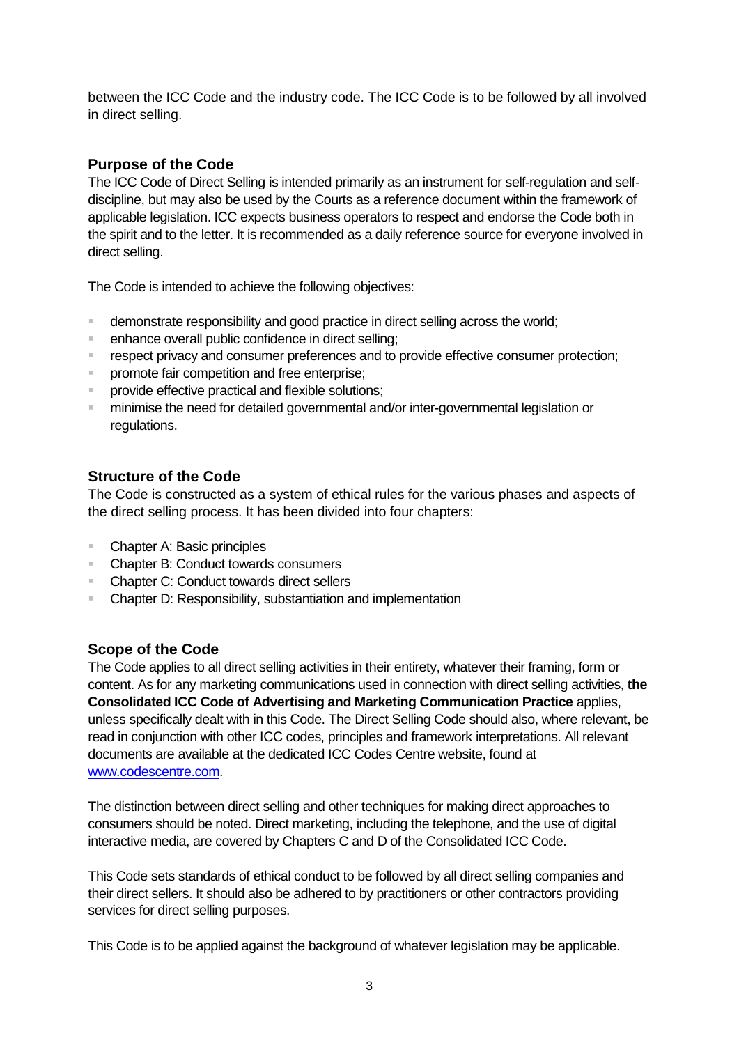between the ICC Code and the industry code. The ICC Code is to be followed by all involved in direct selling.

## Purpose of the Code

The ICC Code of Direct Selling is intended primarily as an instrument for self-regulation and self-discipline, but may also be used by the Courts as a reference document within the framework of applicable legislation. ICC expects business operators to respect and endorse the Code both in the spirit and to the letter. It is recommended as a daily reference source for everyone involved in direct selling.

The Code is intended to achieve the following objectives:

- demonstrate responsibility and good practice in direct selling across the world;
- enhance overall public confidence in direct selling;
- respect privacy and consumer preferences and to provide effective consumer protection;
- promote fair competition and free enterprise;
- provide effective practical and flexible solutions;
- minimise the need for detailed governmental and/or inter-governmental legislation or regulations.

## Structure of the Code

The Code is constructed as a system of ethical rules for the various phases and aspects of the direct selling process. It has been divided into four chapters:

- Chapter A: Basic principles
- Chapter B: Conduct towards consumers
- Chapter C: Conduct towards direct sellers
- Chapter D: Responsibility, substantiation and implementation

## Scope of the Code

The Code applies to all direct selling activities in their entirety, whatever their framing, form or content. As for any marketing communications used in connection with direct selling activities, **the Consolidated ICC Code of Advertising and Marketing Communication Practice** applies, unless specifically dealt with in this Code. The Direct Selling Code should also, where relevant, be read in conjunction with other ICC codes, principles and framework interpretations. All relevant documents are available at the dedicated ICC Codes Centre website, found at [www.codescentre.com](http://www.codescentre.com).

The distinction between direct selling and other techniques for making direct approaches to consumers should be noted. Direct marketing, including the telephone, and the use of digital interactive media, are covered by Chapters C and D of the Consolidated ICC Code.

This Code sets standards of ethical conduct to be followed by all direct selling companies and their direct sellers. It should also be adhered to by practitioners or other contractors providing services for direct selling purposes.

This Code is to be applied against the background of whatever legislation may be applicable.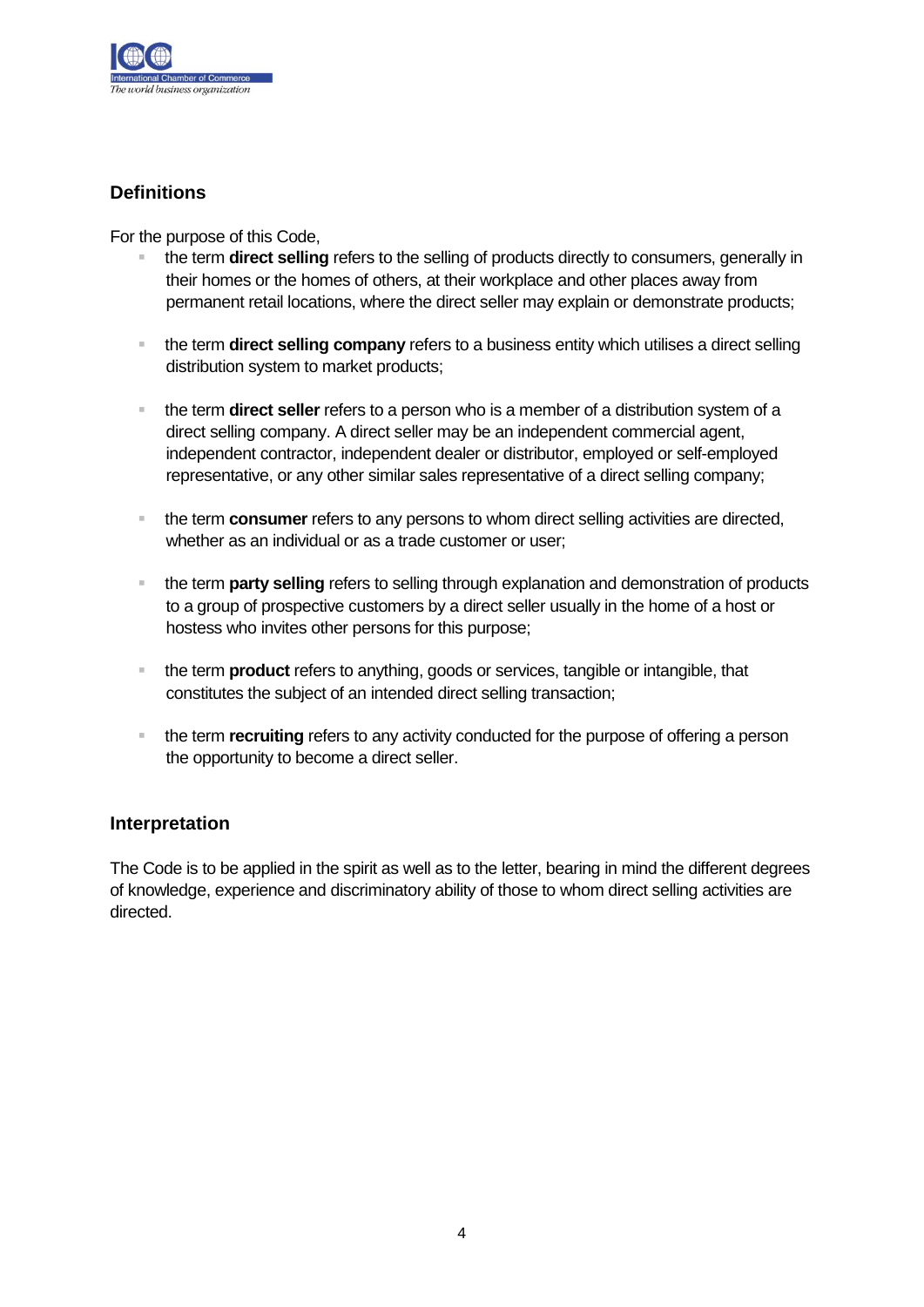## Definitions

For the purpose of this Code,

- the term **direct selling** refers to the selling of products directly to consumers, generally in their homes or the homes of others, at their workplace and other places away from permanent retail locations, where the direct seller may explain or demonstrate products;

- the term **direct selling company** refers to a business entity which utilises a direct selling distribution system to market products;

- the term **direct seller** refers to a person who is a member of a distribution system of a direct selling company. A direct seller may be an independent commercial agent, independent contractor, independent dealer or distributor, employed or self-employed representative, or any other similar sales representative of a direct selling company;

- the term **consumer** refers to any persons to whom direct selling activities are directed, whether as an individual or as a trade customer or user;

- the term **party selling** refers to selling through explanation and demonstration of products to a group of prospective customers by a direct seller usually in the home of a host or hostess who invites other persons for this purpose;

- the term **product** refers to anything, goods or services, tangible or intangible, that constitutes the subject of an intended direct selling transaction;

- the term **recruiting** refers to any activity conducted for the purpose of offering a person the opportunity to become a direct seller.

## Interpretation

The Code is to be applied in the spirit as well as to the letter, bearing in mind the different degrees of knowledge, experience and discriminatory ability of those to whom direct selling activities are directed.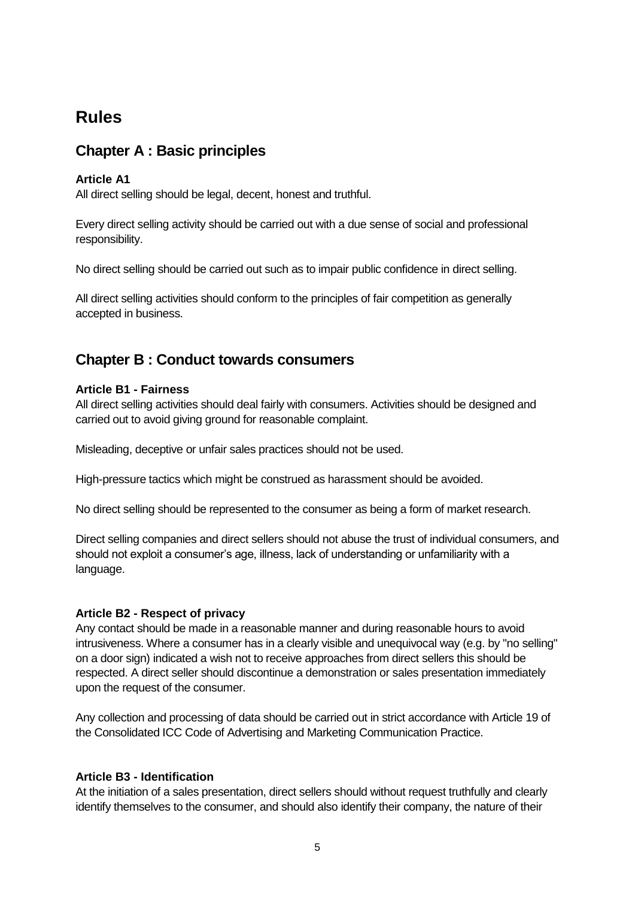# Rules

## Chapter A : Basic principles

**Article A1**

All direct selling should be legal, decent, honest and truthful.

Every direct selling activity should be carried out with a due sense of social and professional responsibility.

No direct selling should be carried out such as to impair public confidence in direct selling.

All direct selling activities should conform to the principles of fair competition as generally accepted in business.

## Chapter B : Conduct towards consumers

**Article B1 - Fairness**

All direct selling activities should deal fairly with consumers. Activities should be designed and carried out to avoid giving ground for reasonable complaint.

Misleading, deceptive or unfair sales practices should not be used.

High-pressure tactics which might be construed as harassment should be avoided.

No direct selling should be represented to the consumer as being a form of market research.

Direct selling companies and direct sellers should not abuse the trust of individual consumers, and should not exploit a consumer's age, illness, lack of understanding or unfamiliarity with a language.

**Article B2 - Respect of privacy**

Any contact should be made in a reasonable manner and during reasonable hours to avoid intrusiveness. Where a consumer has in a clearly visible and unequivocal way (e.g. by "no selling" on a door sign) indicated a wish not to receive approaches from direct sellers this should be respected. A direct seller should discontinue a demonstration or sales presentation immediately upon the request of the consumer.

Any collection and processing of data should be carried out in strict accordance with Article 19 of the Consolidated ICC Code of Advertising and Marketing Communication Practice.

**Article B3 - Identification**

At the initiation of a sales presentation, direct sellers should without request truthfully and clearly identify themselves to the consumer, and should also identify their company, the nature of their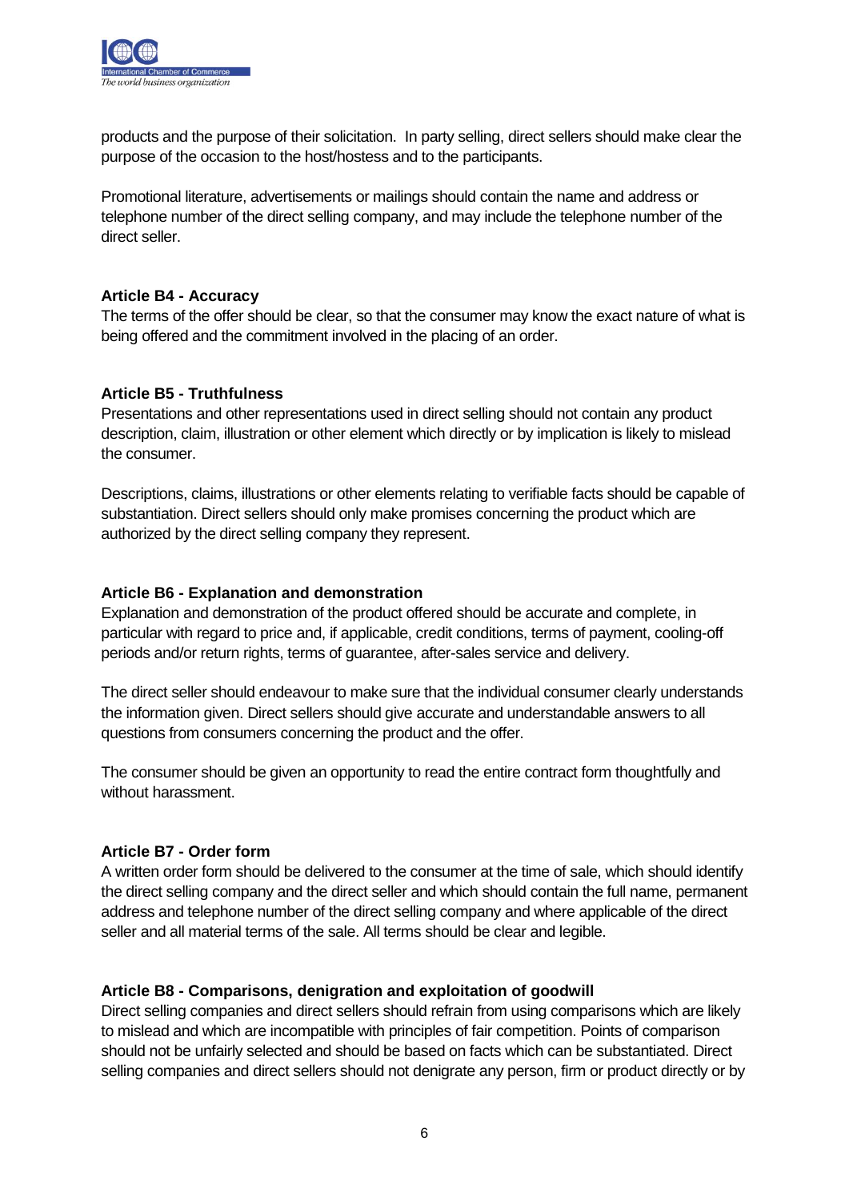products and the purpose of their solicitation. In party selling, direct sellers should make clear the purpose of the occasion to the host/hostess and to the participants.

Promotional literature, advertisements or mailings should contain the name and address or telephone number of the direct selling company, and may include the telephone number of the direct seller.

**Article B4 - Accuracy**

The terms of the offer should be clear, so that the consumer may know the exact nature of what is being offered and the commitment involved in the placing of an order.

**Article B5 - Truthfulness**

Presentations and other representations used in direct selling should not contain any product description, claim, illustration or other element which directly or by implication is likely to mislead the consumer.

Descriptions, claims, illustrations or other elements relating to verifiable facts should be capable of substantiation. Direct sellers should only make promises concerning the product which are authorized by the direct selling company they represent.

**Article B6 - Explanation and demonstration**

Explanation and demonstration of the product offered should be accurate and complete, in particular with regard to price and, if applicable, credit conditions, terms of payment, cooling-off periods and/or return rights, terms of guarantee, after-sales service and delivery.

The direct seller should endeavour to make sure that the individual consumer clearly understands the information given. Direct sellers should give accurate and understandable answers to all questions from consumers concerning the product and the offer.

The consumer should be given an opportunity to read the entire contract form thoughtfully and without harassment.

**Article B7 - Order form**

A written order form should be delivered to the consumer at the time of sale, which should identify the direct selling company and the direct seller and which should contain the full name, permanent address and telephone number of the direct selling company and where applicable of the direct seller and all material terms of the sale. All terms should be clear and legible.

**Article B8 - Comparisons, denigration and exploitation of goodwill**

Direct selling companies and direct sellers should refrain from using comparisons which are likely to mislead and which are incompatible with principles of fair competition. Points of comparison should not be unfairly selected and should be based on facts which can be substantiated. Direct selling companies and direct sellers should not denigrate any person, firm or product directly or by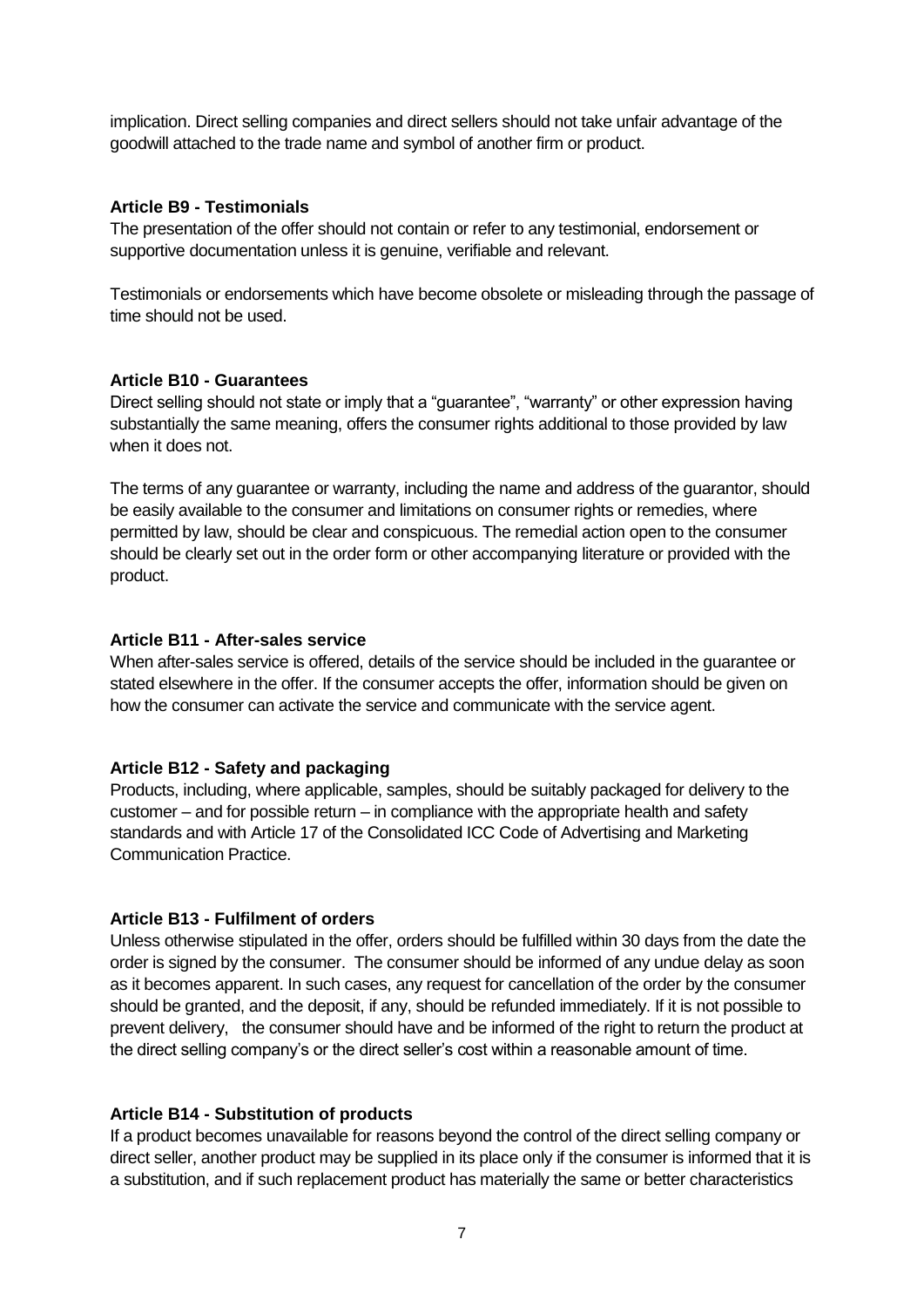implication. Direct selling companies and direct sellers should not take unfair advantage of the goodwill attached to the trade name and symbol of another firm or product.

**Article B9 - Testimonials**

The presentation of the offer should not contain or refer to any testimonial, endorsement or supportive documentation unless it is genuine, verifiable and relevant.

Testimonials or endorsements which have become obsolete or misleading through the passage of time should not be used.

**Article B10 - Guarantees**

Direct selling should not state or imply that a "guarantee", "warranty" or other expression having substantially the same meaning, offers the consumer rights additional to those provided by law when it does not.

The terms of any guarantee or warranty, including the name and address of the guarantor, should be easily available to the consumer and limitations on consumer rights or remedies, where permitted by law, should be clear and conspicuous. The remedial action open to the consumer should be clearly set out in the order form or other accompanying literature or provided with the product.

**Article B11 - After-sales service**

When after-sales service is offered, details of the service should be included in the guarantee or stated elsewhere in the offer. If the consumer accepts the offer, information should be given on how the consumer can activate the service and communicate with the service agent.

**Article B12 - Safety and packaging**

Products, including, where applicable, samples, should be suitably packaged for delivery to the customer – and for possible return – in compliance with the appropriate health and safety standards and with Article 17 of the Consolidated ICC Code of Advertising and Marketing Communication Practice.

**Article B13 - Fulfilment of orders**

Unless otherwise stipulated in the offer, orders should be fulfilled within 30 days from the date the order is signed by the consumer. The consumer should be informed of any undue delay as soon as it becomes apparent. In such cases, any request for cancellation of the order by the consumer should be granted, and the deposit, if any, should be refunded immediately. If it is not possible to prevent delivery, the consumer should have and be informed of the right to return the product at the direct selling company's or the direct seller's cost within a reasonable amount of time.

**Article B14 - Substitution of products**

If a product becomes unavailable for reasons beyond the control of the direct selling company or direct seller, another product may be supplied in its place only if the consumer is informed that it is a substitution, and if such replacement product has materially the same or better characteristics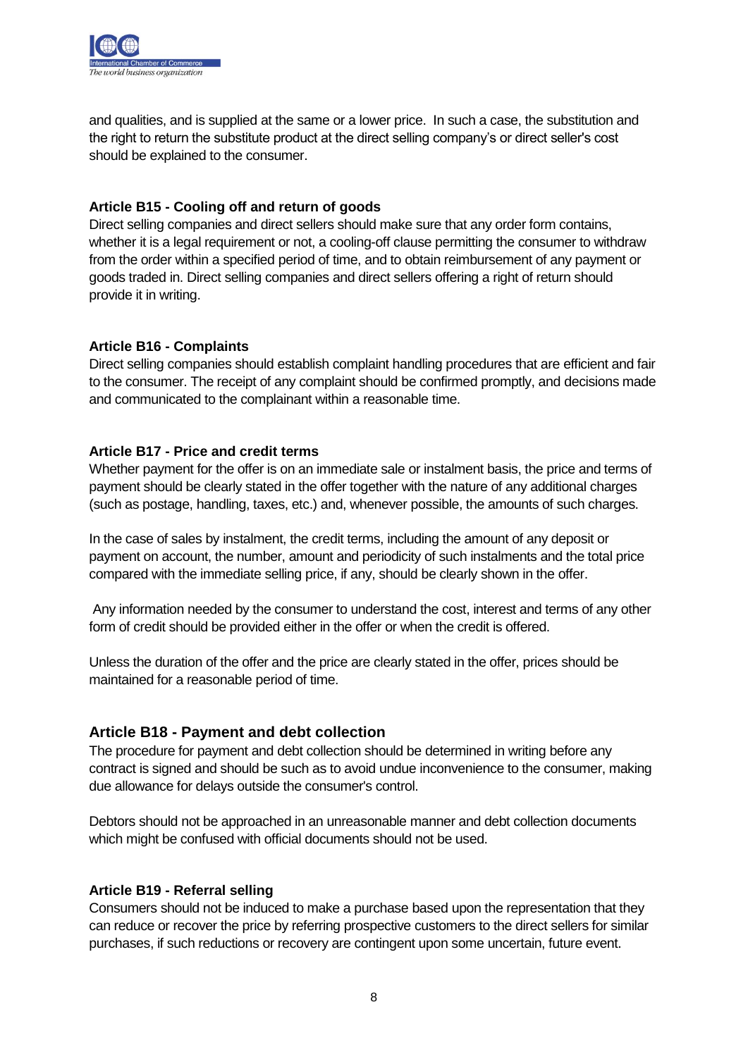and qualities, and is supplied at the same or a lower price. In such a case, the substitution and the right to return the substitute product at the direct selling company's or direct seller's cost should be explained to the consumer.

### Article B15 - Cooling off and return of goods

Direct selling companies and direct sellers should make sure that any order form contains, whether it is a legal requirement or not, a cooling-off clause permitting the consumer to withdraw from the order within a specified period of time, and to obtain reimbursement of any payment or goods traded in. Direct selling companies and direct sellers offering a right of return should provide it in writing.

### Article B16 - Complaints

Direct selling companies should establish complaint handling procedures that are efficient and fair to the consumer. The receipt of any complaint should be confirmed promptly, and decisions made and communicated to the complainant within a reasonable time.

### Article B17 - Price and credit terms

Whether payment for the offer is on an immediate sale or instalment basis, the price and terms of payment should be clearly stated in the offer together with the nature of any additional charges (such as postage, handling, taxes, etc.) and, whenever possible, the amounts of such charges.

In the case of sales by instalment, the credit terms, including the amount of any deposit or payment on account, the number, amount and periodicity of such instalments and the total price compared with the immediate selling price, if any, should be clearly shown in the offer.

Any information needed by the consumer to understand the cost, interest and terms of any other form of credit should be provided either in the offer or when the credit is offered.

Unless the duration of the offer and the price are clearly stated in the offer, prices should be maintained for a reasonable period of time.

## Article B18 - Payment and debt collection

The procedure for payment and debt collection should be determined in writing before any contract is signed and should be such as to avoid undue inconvenience to the consumer, making due allowance for delays outside the consumer's control.

Debtors should not be approached in an unreasonable manner and debt collection documents which might be confused with official documents should not be used.

### Article B19 - Referral selling

Consumers should not be induced to make a purchase based upon the representation that they can reduce or recover the price by referring prospective customers to the direct sellers for similar purchases, if such reductions or recovery are contingent upon some uncertain, future event.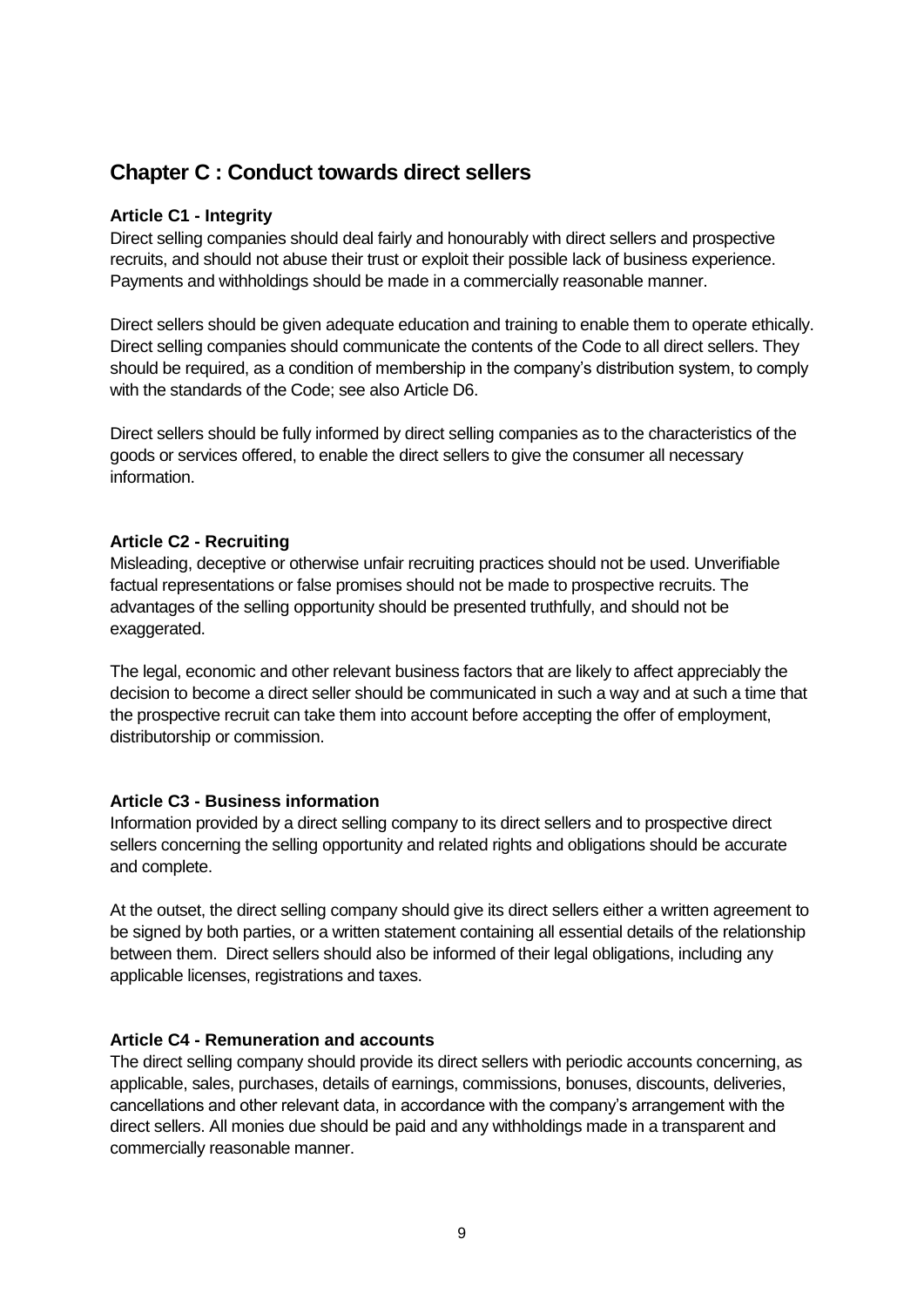## Chapter C : Conduct towards direct sellers

### Article C1 - Integrity

Direct selling companies should deal fairly and honourably with direct sellers and prospective recruits, and should not abuse their trust or exploit their possible lack of business experience. Payments and withholdings should be made in a commercially reasonable manner.

Direct sellers should be given adequate education and training to enable them to operate ethically. Direct selling companies should communicate the contents of the Code to all direct sellers. They should be required, as a condition of membership in the company's distribution system, to comply with the standards of the Code; see also Article D6.

Direct sellers should be fully informed by direct selling companies as to the characteristics of the goods or services offered, to enable the direct sellers to give the consumer all necessary information.

### Article C2 - Recruiting

Misleading, deceptive or otherwise unfair recruiting practices should not be used. Unverifiable factual representations or false promises should not be made to prospective recruits. The advantages of the selling opportunity should be presented truthfully, and should not be exaggerated.

The legal, economic and other relevant business factors that are likely to affect appreciably the decision to become a direct seller should be communicated in such a way and at such a time that the prospective recruit can take them into account before accepting the offer of employment, distributorship or commission.

### Article C3 - Business information

Information provided by a direct selling company to its direct sellers and to prospective direct sellers concerning the selling opportunity and related rights and obligations should be accurate and complete.

At the outset, the direct selling company should give its direct sellers either a written agreement to be signed by both parties, or a written statement containing all essential details of the relationship between them. Direct sellers should also be informed of their legal obligations, including any applicable licenses, registrations and taxes.

### Article C4 - Remuneration and accounts

The direct selling company should provide its direct sellers with periodic accounts concerning, as applicable, sales, purchases, details of earnings, commissions, bonuses, discounts, deliveries, cancellations and other relevant data, in accordance with the company's arrangement with the direct sellers. All monies due should be paid and any withholdings made in a transparent and commercially reasonable manner.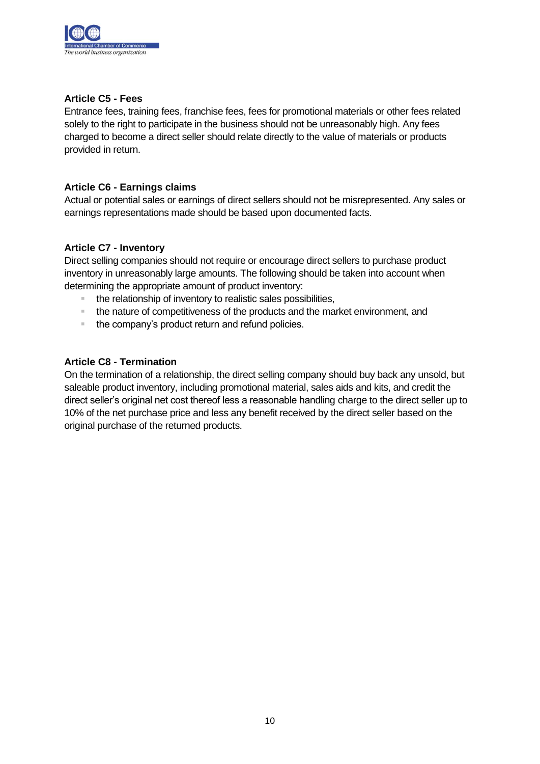**Article C5 - Fees**

Entrance fees, training fees, franchise fees, fees for promotional materials or other fees related solely to the right to participate in the business should not be unreasonably high. Any fees charged to become a direct seller should relate directly to the value of materials or products provided in return.

**Article C6 - Earnings claims**

Actual or potential sales or earnings of direct sellers should not be misrepresented. Any sales or earnings representations made should be based upon documented facts.

**Article C7 - Inventory**

Direct selling companies should not require or encourage direct sellers to purchase product inventory in unreasonably large amounts. The following should be taken into account when determining the appropriate amount of product inventory:

- the relationship of inventory to realistic sales possibilities,
- the nature of competitiveness of the products and the market environment, and
- the company's product return and refund policies.

**Article C8 - Termination**

On the termination of a relationship, the direct selling company should buy back any unsold, but saleable product inventory, including promotional material, sales aids and kits, and credit the direct seller's original net cost thereof less a reasonable handling charge to the direct seller up to 10% of the net purchase price and less any benefit received by the direct seller based on the original purchase of the returned products.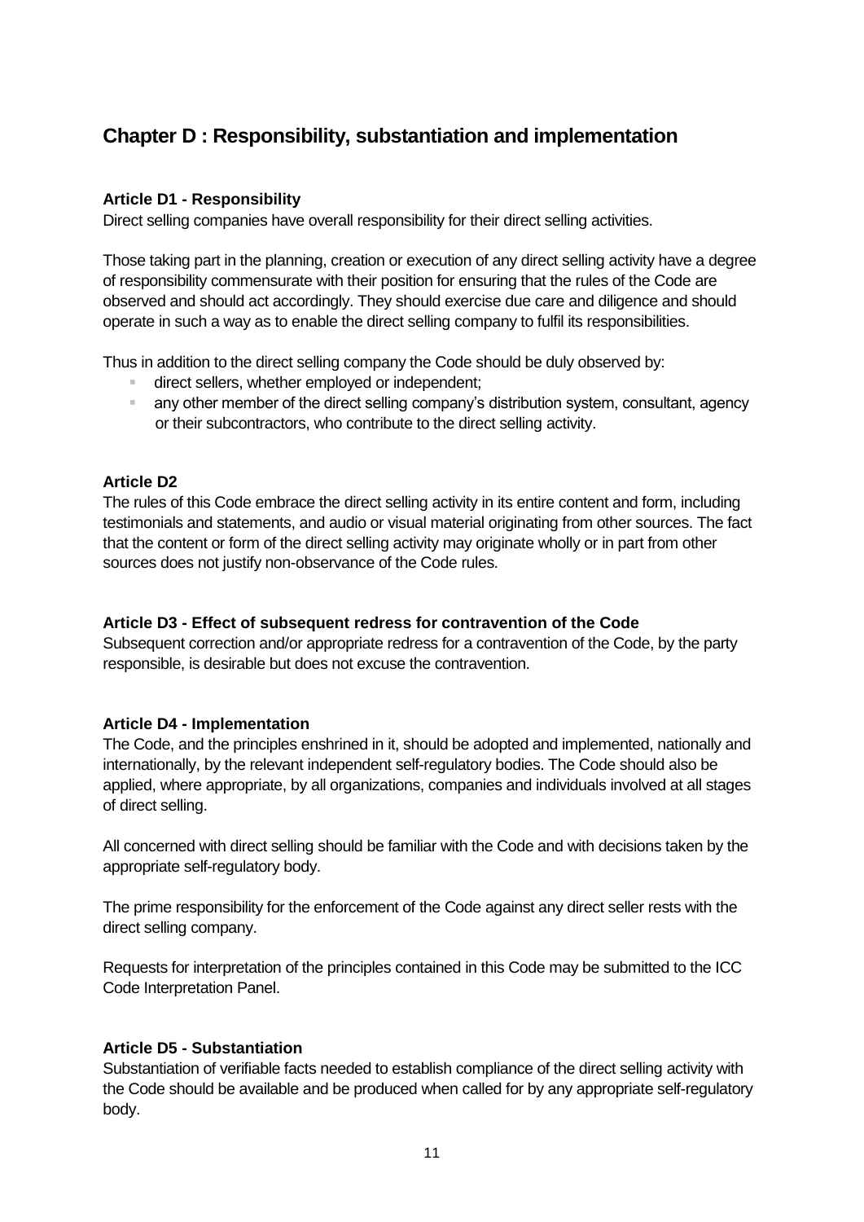## Chapter D : Responsibility, substantiation and implementation

### Article D1 - Responsibility

Direct selling companies have overall responsibility for their direct selling activities.

Those taking part in the planning, creation or execution of any direct selling activity have a degree of responsibility commensurate with their position for ensuring that the rules of the Code are observed and should act accordingly. They should exercise due care and diligence and should operate in such a way as to enable the direct selling company to fulfil its responsibilities.

Thus in addition to the direct selling company the Code should be duly observed by:

- direct sellers, whether employed or independent;
- any other member of the direct selling company's distribution system, consultant, agency or their subcontractors, who contribute to the direct selling activity.

### Article D2

The rules of this Code embrace the direct selling activity in its entire content and form, including testimonials and statements, and audio or visual material originating from other sources. The fact that the content or form of the direct selling activity may originate wholly or in part from other sources does not justify non-observance of the Code rules.

### Article D3 - Effect of subsequent redress for contravention of the Code

Subsequent correction and/or appropriate redress for a contravention of the Code, by the party responsible, is desirable but does not excuse the contravention.

### Article D4 - Implementation

The Code, and the principles enshrined in it, should be adopted and implemented, nationally and internationally, by the relevant independent self-regulatory bodies. The Code should also be applied, where appropriate, by all organizations, companies and individuals involved at all stages of direct selling.

All concerned with direct selling should be familiar with the Code and with decisions taken by the appropriate self-regulatory body.

The prime responsibility for the enforcement of the Code against any direct seller rests with the direct selling company.

Requests for interpretation of the principles contained in this Code may be submitted to the ICC Code Interpretation Panel.

### Article D5 - Substantiation

Substantiation of verifiable facts needed to establish compliance of the direct selling activity with the Code should be available and be produced when called for by any appropriate self-regulatory body.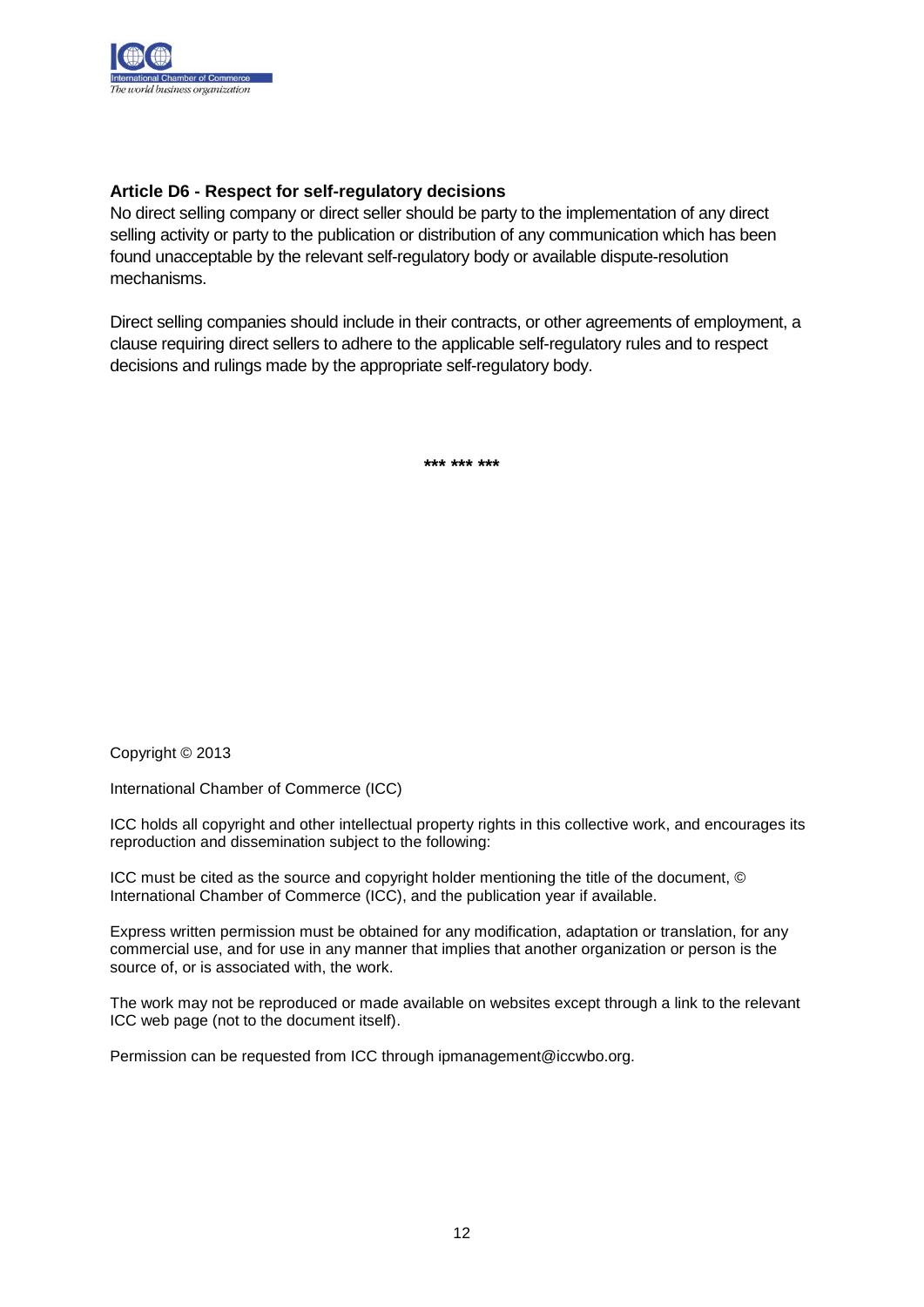### Article D6 - Respect for self-regulatory decisions

No direct selling company or direct seller should be party to the implementation of any direct selling activity or party to the publication or distribution of any communication which has been found unacceptable by the relevant self-regulatory body or available dispute-resolution mechanisms.

Direct selling companies should include in their contracts, or other agreements of employment, a clause requiring direct sellers to adhere to the applicable self-regulatory rules and to respect decisions and rulings made by the appropriate self-regulatory body.

\*\*\* \*\*\* \*\*\*

Copyright © 2013

International Chamber of Commerce (ICC)

ICC holds all copyright and other intellectual property rights in this collective work, and encourages its reproduction and dissemination subject to the following:

ICC must be cited as the source and copyright holder mentioning the title of the document, © International Chamber of Commerce (ICC), and the publication year if available.

Express written permission must be obtained for any modification, adaptation or translation, for any commercial use, and for use in any manner that implies that another organization or person is the source of, or is associated with, the work.

The work may not be reproduced or made available on websites except through a link to the relevant ICC web page (not to the document itself).

Permission can be requested from ICC through ipmanagement@iccwbo.org.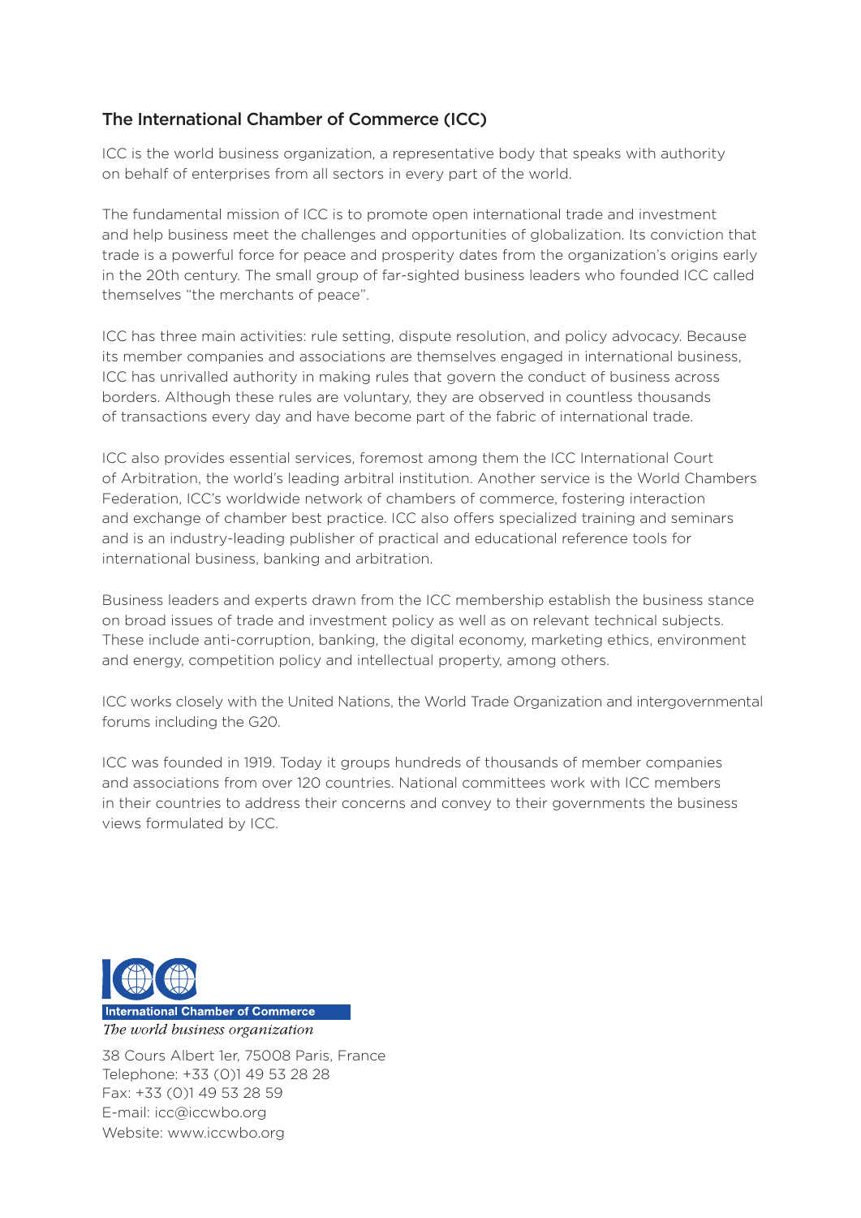## The International Chamber of Commerce (ICC)

ICC is the world business organization, a representative body that speaks with authority on behalf of enterprises from all sectors in every part of the world.

The fundamental mission of ICC is to promote open international trade and investment and help business meet the challenges and opportunities of globalization. Its conviction that trade is a powerful force for peace and prosperity dates from the organization's origins early in the 20th century. The small group of far-sighted business leaders who founded ICC called themselves "the merchants of peace".

ICC has three main activities: rule setting, dispute resolution, and policy advocacy. Because its member companies and associations are themselves engaged in international business, ICC has unrivalled authority in making rules that govern the conduct of business across borders. Although these rules are voluntary, they are observed in countless thousands of transactions every day and have become part of the fabric of international trade.

ICC also provides essential services, foremost among them the ICC International Court of Arbitration, the world's leading arbitral institution. Another service is the World Chambers Federation, ICC's worldwide network of chambers of commerce, fostering interaction and exchange of chamber best practice. ICC also offers specialized training and seminars and is an industry-leading publisher of practical and educational reference tools for international business, banking and arbitration.

Business leaders and experts drawn from the ICC membership establish the business stance on broad issues of trade and investment policy as well as on relevant technical subjects. These include anti-corruption, banking, the digital economy, marketing ethics, environment and energy, competition policy and intellectual property, among others.

ICC works closely with the United Nations, the World Trade Organization and intergovernmental forums including the G20.

ICC was founded in 1919. Today it groups hundreds of thousands of member companies and associations from over 120 countries. National committees work with ICC members in their countries to address their concerns and convey to their governments the business views formulated by ICC.

**International Chamber of Commerce**
*The world business organization*

38 Cours Albert 1er, 75008 Paris, France
Telephone: +33 (0)1 49 53 28 28
Fax: +33 (0)1 49 53 28 59
E-mail: icc@iccwbo.org
Website: www.iccwbo.org